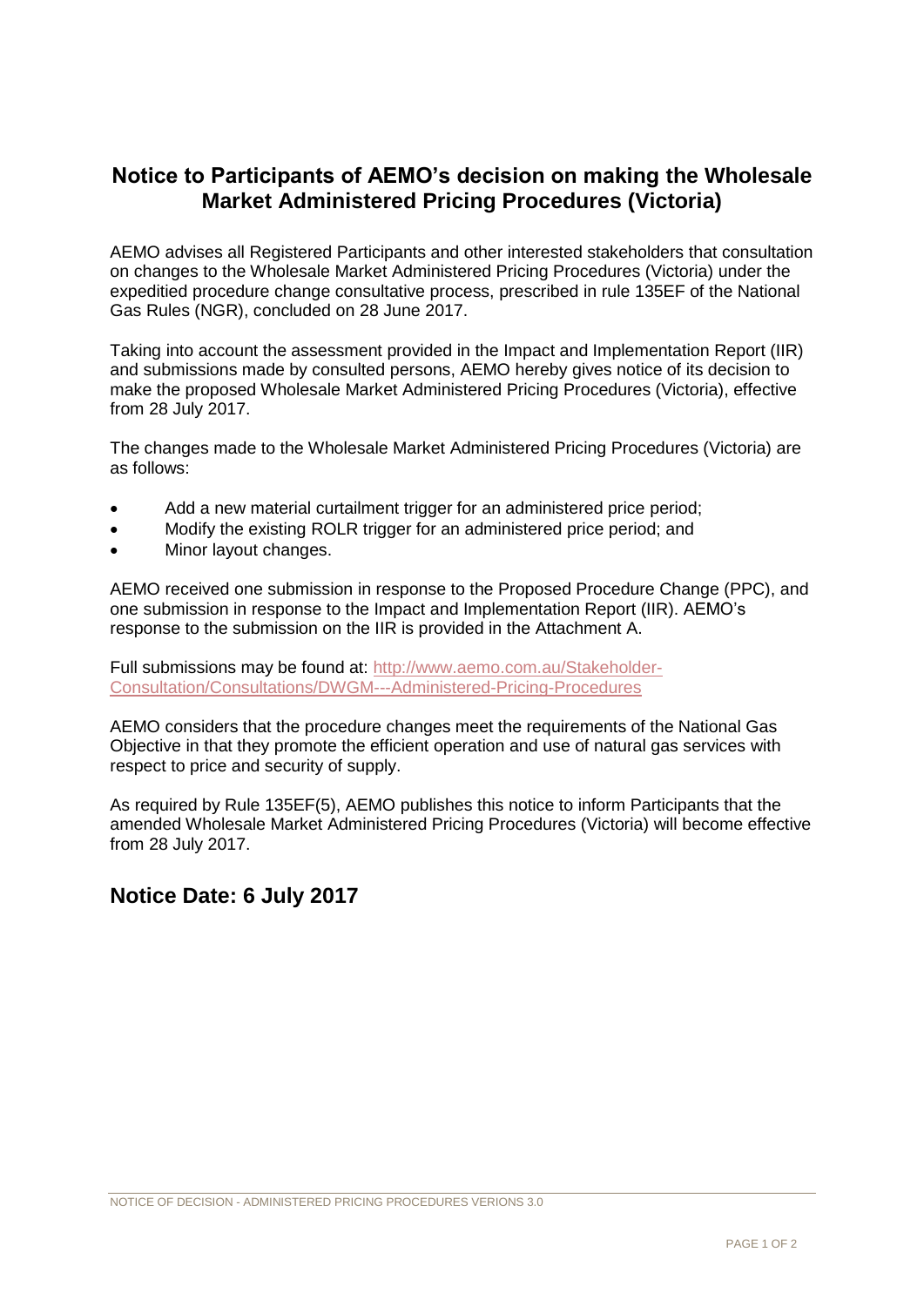# Notice to Participants of AEMO's decision on making the Wholesale Market Administered Pricing Procedures (Victoria)

AEMO advises all Registered Participants and other interested stakeholders that consultation on changes to the Wholesale Market Administered Pricing Procedures (Victoria) under the expeditied procedure change consultative process, prescribed in rule 135EF of the National Gas Rules (NGR), concluded on 28 June 2017.

Taking into account the assessment provided in the Impact and Implementation Report (IIR) and submissions made by consulted persons, AEMO hereby gives notice of its decision to make the proposed Wholesale Market Administered Pricing Procedures (Victoria), effective from 28 July 2017.

The changes made to the Wholesale Market Administered Pricing Procedures (Victoria) are as follows:

- Add a new material curtailment trigger for an administered price period;
- Modify the existing ROLR trigger for an administered price period; and
- Minor layout changes.

AEMO received one submission in response to the Proposed Procedure Change (PPC), and one submission in response to the Impact and Implementation Report (IIR). AEMO's response to the submission on the IIR is provided in the Attachment A.

Full submissions may be found at: [http://www.aemo.com.au/Stakeholder-Consultation/Consultations/DWGM---Administered-Pricing-Procedures](http://www.aemo.com.au/Stakeholder-Consultation/Consultations/DWGM---Administered-Pricing-Procedures)

AEMO considers that the procedure changes meet the requirements of the National Gas Objective in that they promote the efficient operation and use of natural gas services with respect to price and security of supply.

As required by Rule 135EF(5), AEMO publishes this notice to inform Participants that the amended Wholesale Market Administered Pricing Procedures (Victoria) will become effective from 28 July 2017.

## Notice Date: 6 July 2017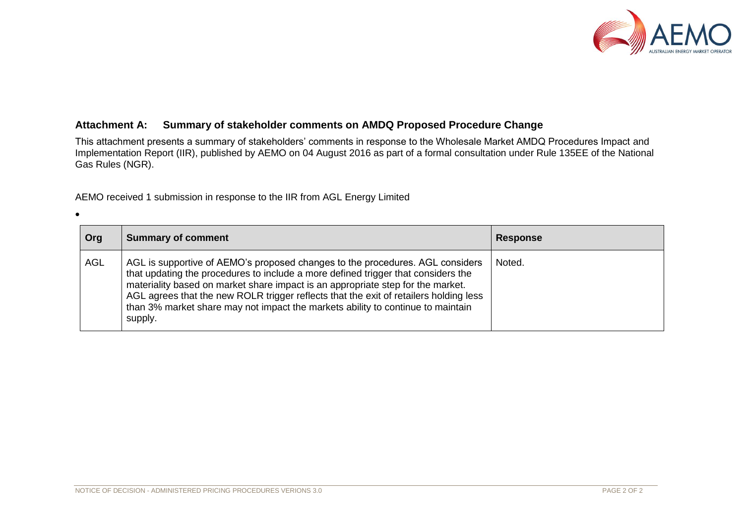## Attachment A: Summary of stakeholder comments on AMDQ Proposed Procedure Change

This attachment presents a summary of stakeholders' comments in response to the Wholesale Market AMDQ Procedures Impact and Implementation Report (IIR), published by AEMO on 04 August 2016 as part of a formal consultation under Rule 135EE of the National Gas Rules (NGR).

AEMO received 1 submission in response to the IIR from AGL Energy Limited

| Org | Summary of comment | Response |
|---|---|---|
| AGL | AGL is supportive of AEMO's proposed changes to the procedures. AGL considers that updating the procedures to include a more defined trigger that considers the materiality based on market share impact is an appropriate step for the market. AGL agrees that the new ROLR trigger reflects that the exit of retailers holding less than 3% market share may not impact the markets ability to continue to maintain supply. | Noted. |